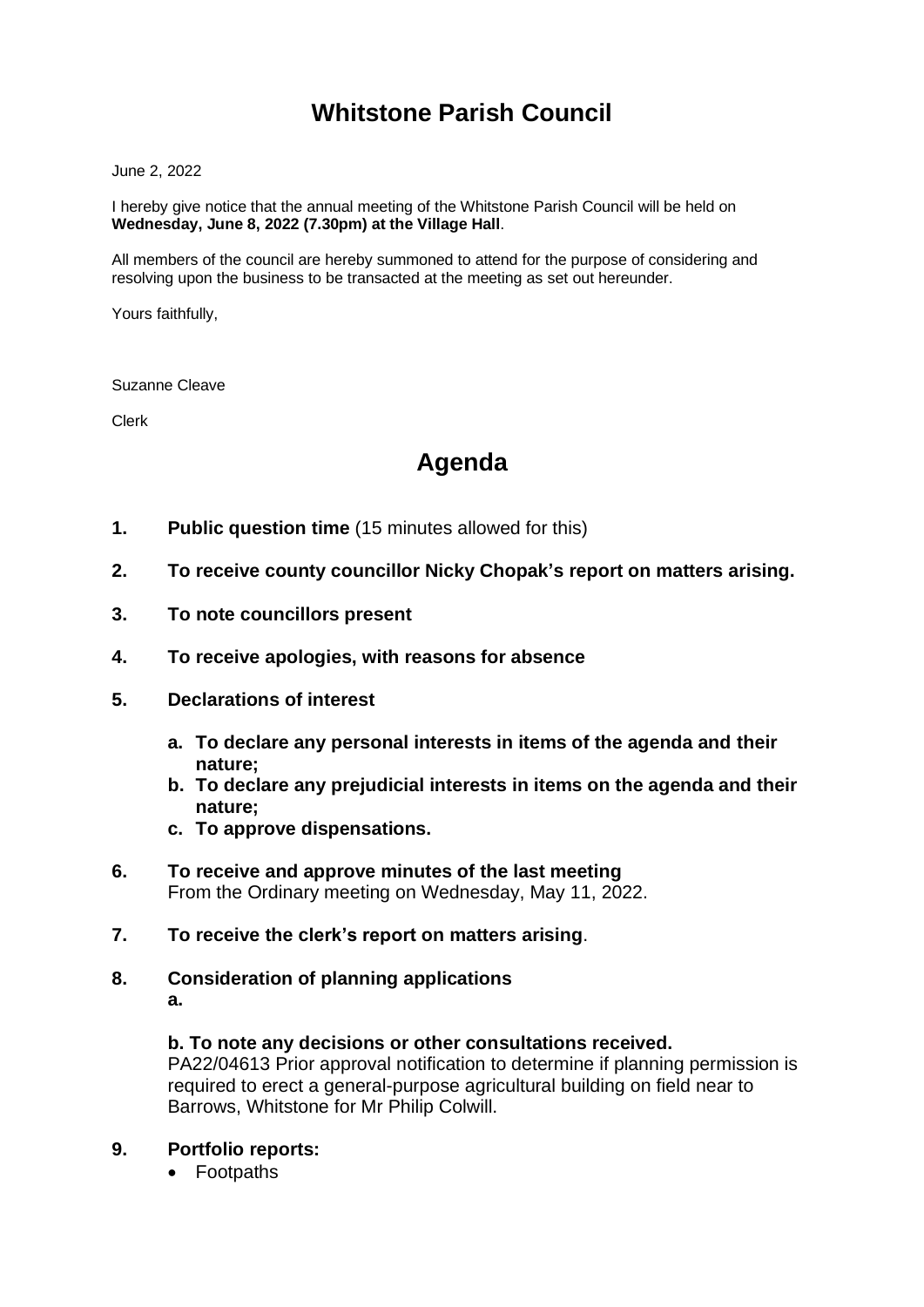# Whitstone Parish Council

June 2, 2022

I hereby give notice that the annual meeting of the Whitstone Parish Council will be held on **Wednesday, June 8, 2022 (7.30pm) at the Village Hall**.

All members of the council are hereby summoned to attend for the purpose of considering and resolving upon the business to be transacted at the meeting as set out hereunder.

Yours faithfully,

Suzanne Cleave

Clerk

## Agenda

1. **Public question time** (15 minutes allowed for this)

2. **To receive county councillor Nicky Chopak's report on matters arising.**

3. **To note councillors present**

4. **To receive apologies, with reasons for absence**

5. **Declarations of interest**
   a. **To declare any personal interests in items of the agenda and their nature;**
   b. **To declare any prejudicial interests in items on the agenda and their nature;**
   c. **To approve dispensations.**

6. **To receive and approve minutes of the last meeting**
   From the Ordinary meeting on Wednesday, May 11, 2022.

7. **To receive the clerk's report on matters arising**.

8. **Consideration of planning applications**
   **a.**

   **b. To note any decisions or other consultations received.**
   PA22/04613 Prior approval notification to determine if planning permission is required to erect a general-purpose agricultural building on field near to Barrows, Whitstone for Mr Philip Colwill.

9. **Portfolio reports:**
   - Footpaths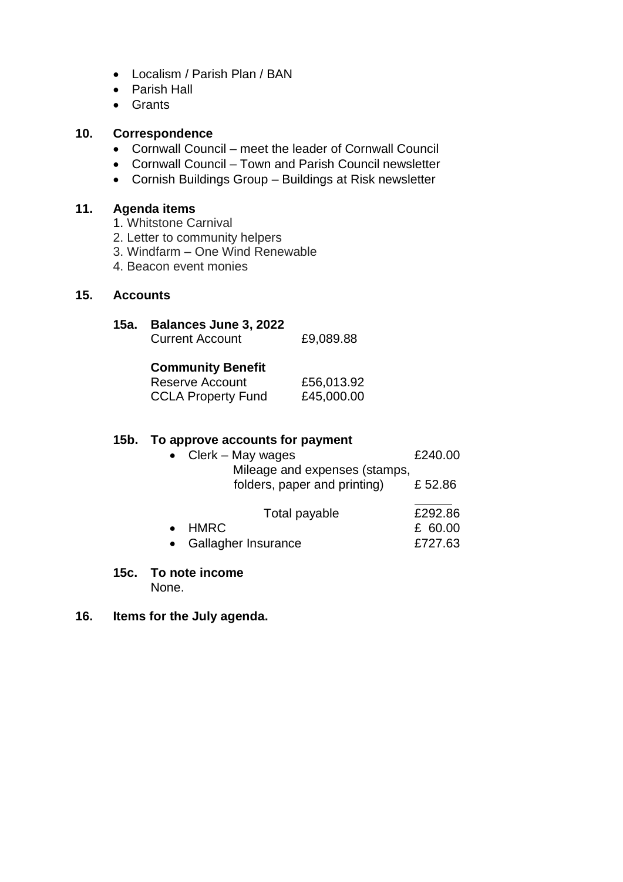- Localism / Parish Plan / BAN
- Parish Hall
- Grants

**10. Correspondence**

- Cornwall Council – meet the leader of Cornwall Council
- Cornwall Council – Town and Parish Council newsletter
- Cornish Buildings Group – Buildings at Risk newsletter

**11. Agenda items**

1. Whitstone Carnival
2. Letter to community helpers
3. Windfarm – One Wind Renewable
4. Beacon event monies

**15. Accounts**

**15a. Balances June 3, 2022**

| | |
|---|---|
| Current Account | £9,089.88 |

**Community Benefit**

| | |
|---|---|
| Reserve Account | £56,013.92 |
| CCLA Property Fund | £45,000.00 |

**15b. To approve accounts for payment**

| | |
|---|---|
| • Clerk – May wages | £240.00 |
| Mileage and expenses (stamps, folders, paper and printing) | £ 52.86 |
| Total payable | £292.86 |
| • HMRC | £ 60.00 |
| • Gallagher Insurance | £727.63 |

**15c. To note income**

None.

**16. Items for the July agenda.**